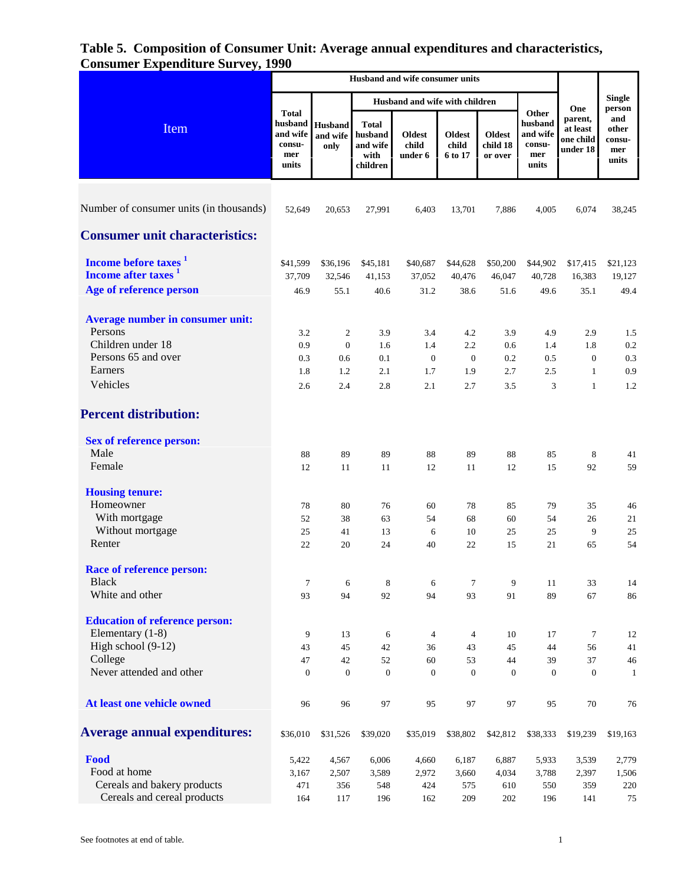## Table 5. Composition of Consumer Unit: Average annual expenditures and characteristics, Consumer Expenditure Survey, 1990

| Item | Husband and wife consumer units | | | | | | | One parent, at least one child under 18 | Single person and other consumer units |
|---|---|---|---|---|---|---|---|---|---|
| | Total husband and wife consumer units | Husband and wife only | Husband and wife with children | | | | Other husband and wife consumer units | | |
| | | | Total husband and wife with children | Oldest child under 6 | Oldest child 6 to 17 | Oldest child 18 or over | | | |
| Number of consumer units (in thousands) | 52,649 | 20,653 | 27,991 | 6,403 | 13,701 | 7,886 | 4,005 | 6,074 | 38,245 |
| **Consumer unit characteristics:** | | | | | | | | | |
| Income before taxes [1] | $41,599 | $36,196 | $45,181 | $40,687 | $44,628 | $50,200 | $44,902 | $17,415 | $21,123 |
| Income after taxes [1] | 37,709 | 32,546 | 41,153 | 37,052 | 40,476 | 46,047 | 40,728 | 16,383 | 19,127 |
| Age of reference person | 46.9 | 55.1 | 40.6 | 31.2 | 38.6 | 51.6 | 49.6 | 35.1 | 49.4 |
| **Average number in consumer unit:** | | | | | | | | | |
| Persons | 3.2 | 2 | 3.9 | 3.4 | 4.2 | 3.9 | 4.9 | 2.9 | 1.5 |
| Children under 18 | 0.9 | 0 | 1.6 | 1.4 | 2.2 | 0.6 | 1.4 | 1.8 | 0.2 |
| Persons 65 and over | 0.3 | 0.6 | 0.1 | 0 | 0 | 0.2 | 0.5 | 0 | 0.3 |
| Earners | 1.8 | 1.2 | 2.1 | 1.7 | 1.9 | 2.7 | 2.5 | 1 | 0.9 |
| Vehicles | 2.6 | 2.4 | 2.8 | 2.1 | 2.7 | 3.5 | 3 | 1 | 1.2 |
| **Percent distribution:** | | | | | | | | | |
| **Sex of reference person:** | | | | | | | | | |
| Male | 88 | 89 | 89 | 88 | 89 | 88 | 85 | 8 | 41 |
| Female | 12 | 11 | 11 | 12 | 11 | 12 | 15 | 92 | 59 |
| **Housing tenure:** | | | | | | | | | |
| Homeowner | 78 | 80 | 76 | 60 | 78 | 85 | 79 | 35 | 46 |
| With mortgage | 52 | 38 | 63 | 54 | 68 | 60 | 54 | 26 | 21 |
| Without mortgage | 25 | 41 | 13 | 6 | 10 | 25 | 25 | 9 | 25 |
| Renter | 22 | 20 | 24 | 40 | 22 | 15 | 21 | 65 | 54 |
| **Race of reference person:** | | | | | | | | | |
| Black | 7 | 6 | 8 | 6 | 7 | 9 | 11 | 33 | 14 |
| White and other | 93 | 94 | 92 | 94 | 93 | 91 | 89 | 67 | 86 |
| **Education of reference person:** | | | | | | | | | |
| Elementary (1-8) | 9 | 13 | 6 | 4 | 4 | 10 | 17 | 7 | 12 |
| High school (9-12) | 43 | 45 | 42 | 36 | 43 | 45 | 44 | 56 | 41 |
| College | 47 | 42 | 52 | 60 | 53 | 44 | 39 | 37 | 46 |
| Never attended and other | 0 | 0 | 0 | 0 | 0 | 0 | 0 | 0 | 1 |
| **At least one vehicle owned** | 96 | 96 | 97 | 95 | 97 | 97 | 95 | 70 | 76 |
| **Average annual expenditures:** | $36,010 | $31,526 | $39,020 | $35,019 | $38,802 | $42,812 | $38,333 | $19,239 | $19,163 |
| **Food** | 5,422 | 4,567 | 6,006 | 4,660 | 6,187 | 6,887 | 5,933 | 3,539 | 2,779 |
| Food at home | 3,167 | 2,507 | 3,589 | 2,972 | 3,660 | 4,034 | 3,788 | 2,397 | 1,506 |
| Cereals and bakery products | 471 | 356 | 548 | 424 | 575 | 610 | 550 | 359 | 220 |
| Cereals and cereal products | 164 | 117 | 196 | 162 | 209 | 202 | 196 | 141 | 75 |

See footnotes at end of table.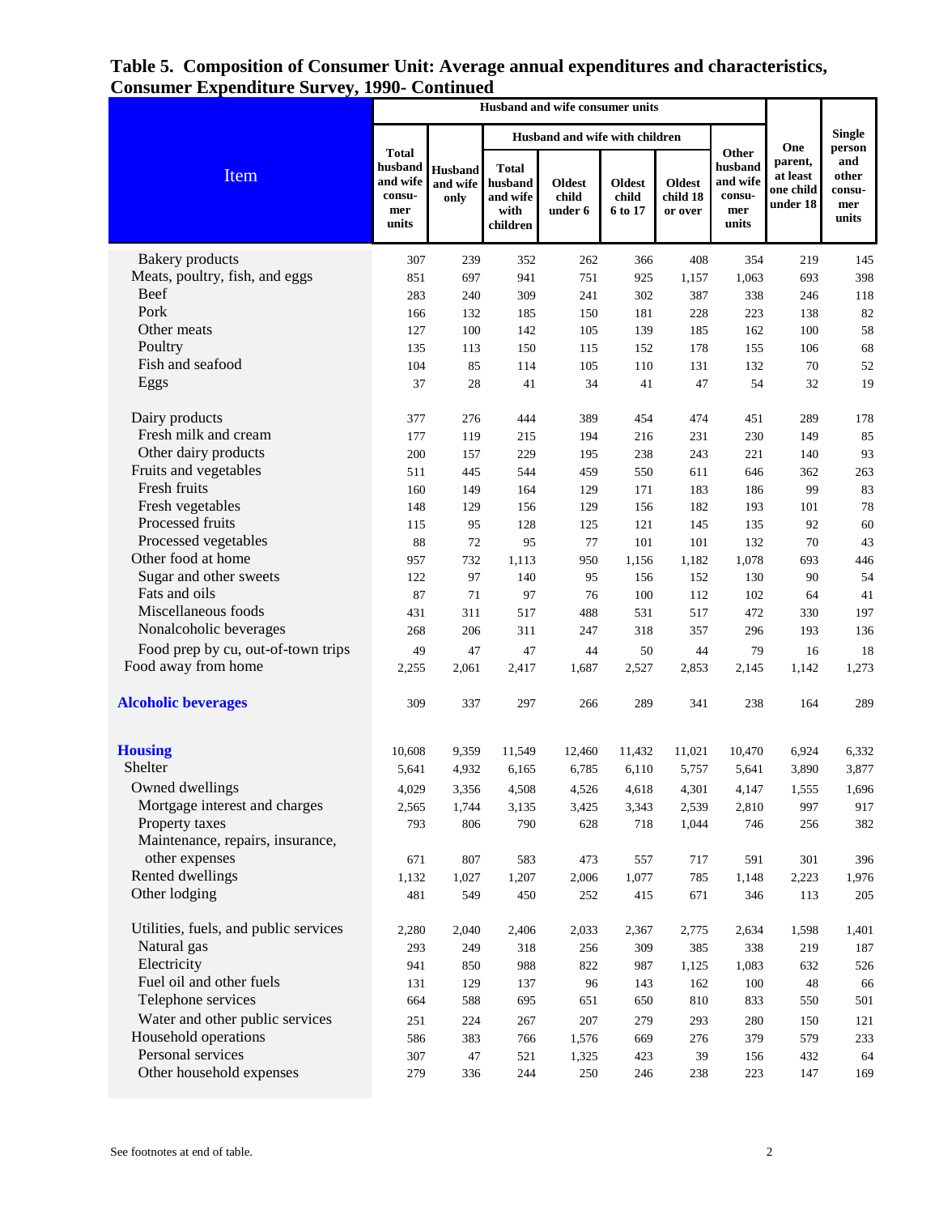## Table 5. Composition of Consumer Unit: Average annual expenditures and characteristics, Consumer Expenditure Survey, 1990- Continued

| Item | Husband and wife consumer units | | | | | | | One parent, at least one child under 18 | Single person and other consumer units |
|---|---|---|---|---|---|---|---|---|---|
| | Total husband and wife consumer units | Husband and wife only | Husband and wife with children | | | | Other husband and wife consumer units | | |
| | | | Total husband and wife with children | Oldest child under 6 | Oldest child 6 to 17 | Oldest child 18 or over | | | |
| Bakery products | 307 | 239 | 352 | 262 | 366 | 408 | 354 | 219 | 145 |
| Meats, poultry, fish, and eggs | 851 | 697 | 941 | 751 | 925 | 1,157 | 1,063 | 693 | 398 |
| Beef | 283 | 240 | 309 | 241 | 302 | 387 | 338 | 246 | 118 |
| Pork | 166 | 132 | 185 | 150 | 181 | 228 | 223 | 138 | 82 |
| Other meats | 127 | 100 | 142 | 105 | 139 | 185 | 162 | 100 | 58 |
| Poultry | 135 | 113 | 150 | 115 | 152 | 178 | 155 | 106 | 68 |
| Fish and seafood | 104 | 85 | 114 | 105 | 110 | 131 | 132 | 70 | 52 |
| Eggs | 37 | 28 | 41 | 34 | 41 | 47 | 54 | 32 | 19 |
| Dairy products | 377 | 276 | 444 | 389 | 454 | 474 | 451 | 289 | 178 |
| Fresh milk and cream | 177 | 119 | 215 | 194 | 216 | 231 | 230 | 149 | 85 |
| Other dairy products | 200 | 157 | 229 | 195 | 238 | 243 | 221 | 140 | 93 |
| Fruits and vegetables | 511 | 445 | 544 | 459 | 550 | 611 | 646 | 362 | 263 |
| Fresh fruits | 160 | 149 | 164 | 129 | 171 | 183 | 186 | 99 | 83 |
| Fresh vegetables | 148 | 129 | 156 | 129 | 156 | 182 | 193 | 101 | 78 |
| Processed fruits | 115 | 95 | 128 | 125 | 121 | 145 | 135 | 92 | 60 |
| Processed vegetables | 88 | 72 | 95 | 77 | 101 | 101 | 132 | 70 | 43 |
| Other food at home | 957 | 732 | 1,113 | 950 | 1,156 | 1,182 | 1,078 | 693 | 446 |
| Sugar and other sweets | 122 | 97 | 140 | 95 | 156 | 152 | 130 | 90 | 54 |
| Fats and oils | 87 | 71 | 97 | 76 | 100 | 112 | 102 | 64 | 41 |
| Miscellaneous foods | 431 | 311 | 517 | 488 | 531 | 517 | 472 | 330 | 197 |
| Nonalcoholic beverages | 268 | 206 | 311 | 247 | 318 | 357 | 296 | 193 | 136 |
| Food prep by cu, out-of-town trips | 49 | 47 | 47 | 44 | 50 | 44 | 79 | 16 | 18 |
| Food away from home | 2,255 | 2,061 | 2,417 | 1,687 | 2,527 | 2,853 | 2,145 | 1,142 | 1,273 |
| **Alcoholic beverages** | 309 | 337 | 297 | 266 | 289 | 341 | 238 | 164 | 289 |
| **Housing** | 10,608 | 9,359 | 11,549 | 12,460 | 11,432 | 11,021 | 10,470 | 6,924 | 6,332 |
| Shelter | 5,641 | 4,932 | 6,165 | 6,785 | 6,110 | 5,757 | 5,641 | 3,890 | 3,877 |
| Owned dwellings | 4,029 | 3,356 | 4,508 | 4,526 | 4,618 | 4,301 | 4,147 | 1,555 | 1,696 |
| Mortgage interest and charges | 2,565 | 1,744 | 3,135 | 3,425 | 3,343 | 2,539 | 2,810 | 997 | 917 |
| Property taxes | 793 | 806 | 790 | 628 | 718 | 1,044 | 746 | 256 | 382 |
| Maintenance, repairs, insurance, other expenses | 671 | 807 | 583 | 473 | 557 | 717 | 591 | 301 | 396 |
| Rented dwellings | 1,132 | 1,027 | 1,207 | 2,006 | 1,077 | 785 | 1,148 | 2,223 | 1,976 |
| Other lodging | 481 | 549 | 450 | 252 | 415 | 671 | 346 | 113 | 205 |
| Utilities, fuels, and public services | 2,280 | 2,040 | 2,406 | 2,033 | 2,367 | 2,775 | 2,634 | 1,598 | 1,401 |
| Natural gas | 293 | 249 | 318 | 256 | 309 | 385 | 338 | 219 | 187 |
| Electricity | 941 | 850 | 988 | 822 | 987 | 1,125 | 1,083 | 632 | 526 |
| Fuel oil and other fuels | 131 | 129 | 137 | 96 | 143 | 162 | 100 | 48 | 66 |
| Telephone services | 664 | 588 | 695 | 651 | 650 | 810 | 833 | 550 | 501 |
| Water and other public services | 251 | 224 | 267 | 207 | 279 | 293 | 280 | 150 | 121 |
| Household operations | 586 | 383 | 766 | 1,576 | 669 | 276 | 379 | 579 | 233 |
| Personal services | 307 | 47 | 521 | 1,325 | 423 | 39 | 156 | 432 | 64 |
| Other household expenses | 279 | 336 | 244 | 250 | 246 | 238 | 223 | 147 | 169 |

See footnotes at end of table.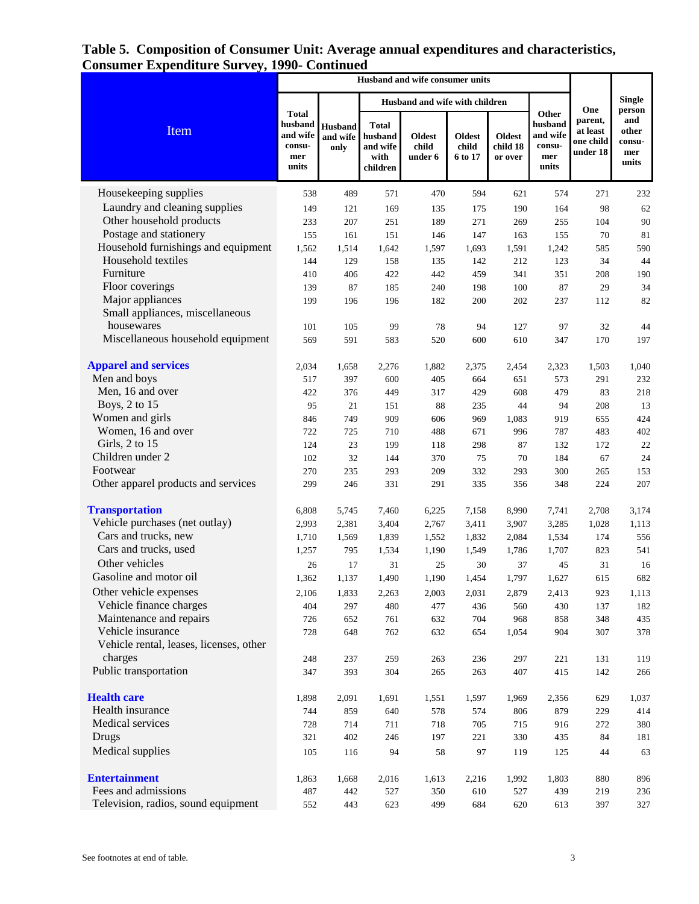# Table 5. Composition of Consumer Unit: Average annual expenditures and characteristics, Consumer Expenditure Survey, 1990- Continued

| Item | Husband and wife consumer units | | | | | | | One parent, at least one child under 18 | Single person and other consumer units |
|---|---|---|---|---|---|---|---|---|---|
| | Total husband and wife consumer units | Husband and wife only | Husband and wife with children | | | | Other husband and wife consumer units | | |
| | | | Total husband and wife with children | Oldest child under 6 | Oldest child 6 to 17 | Oldest child 18 or over | | | |
| Housekeeping supplies | 538 | 489 | 571 | 470 | 594 | 621 | 574 | 271 | 232 |
| Laundry and cleaning supplies | 149 | 121 | 169 | 135 | 175 | 190 | 164 | 98 | 62 |
| Other household products | 233 | 207 | 251 | 189 | 271 | 269 | 255 | 104 | 90 |
| Postage and stationery | 155 | 161 | 151 | 146 | 147 | 163 | 155 | 70 | 81 |
| Household furnishings and equipment | 1,562 | 1,514 | 1,642 | 1,597 | 1,693 | 1,591 | 1,242 | 585 | 590 |
| Household textiles | 144 | 129 | 158 | 135 | 142 | 212 | 123 | 34 | 44 |
| Furniture | 410 | 406 | 422 | 442 | 459 | 341 | 351 | 208 | 190 |
| Floor coverings | 139 | 87 | 185 | 240 | 198 | 100 | 87 | 29 | 34 |
| Major appliances | 199 | 196 | 196 | 182 | 200 | 202 | 237 | 112 | 82 |
| Small appliances, miscellaneous housewares | 101 | 105 | 99 | 78 | 94 | 127 | 97 | 32 | 44 |
| Miscellaneous household equipment | 569 | 591 | 583 | 520 | 600 | 610 | 347 | 170 | 197 |
| **Apparel and services** | 2,034 | 1,658 | 2,276 | 1,882 | 2,375 | 2,454 | 2,323 | 1,503 | 1,040 |
| Men and boys | 517 | 397 | 600 | 405 | 664 | 651 | 573 | 291 | 232 |
| Men, 16 and over | 422 | 376 | 449 | 317 | 429 | 608 | 479 | 83 | 218 |
| Boys, 2 to 15 | 95 | 21 | 151 | 88 | 235 | 44 | 94 | 208 | 13 |
| Women and girls | 846 | 749 | 909 | 606 | 969 | 1,083 | 919 | 655 | 424 |
| Women, 16 and over | 722 | 725 | 710 | 488 | 671 | 996 | 787 | 483 | 402 |
| Girls, 2 to 15 | 124 | 23 | 199 | 118 | 298 | 87 | 132 | 172 | 22 |
| Children under 2 | 102 | 32 | 144 | 370 | 75 | 70 | 184 | 67 | 24 |
| Footwear | 270 | 235 | 293 | 209 | 332 | 293 | 300 | 265 | 153 |
| Other apparel products and services | 299 | 246 | 331 | 291 | 335 | 356 | 348 | 224 | 207 |
| **Transportation** | 6,808 | 5,745 | 7,460 | 6,225 | 7,158 | 8,990 | 7,741 | 2,708 | 3,174 |
| Vehicle purchases (net outlay) | 2,993 | 2,381 | 3,404 | 2,767 | 3,411 | 3,907 | 3,285 | 1,028 | 1,113 |
| Cars and trucks, new | 1,710 | 1,569 | 1,839 | 1,552 | 1,832 | 2,084 | 1,534 | 174 | 556 |
| Cars and trucks, used | 1,257 | 795 | 1,534 | 1,190 | 1,549 | 1,786 | 1,707 | 823 | 541 |
| Other vehicles | 26 | 17 | 31 | 25 | 30 | 37 | 45 | 31 | 16 |
| Gasoline and motor oil | 1,362 | 1,137 | 1,490 | 1,190 | 1,454 | 1,797 | 1,627 | 615 | 682 |
| Other vehicle expenses | 2,106 | 1,833 | 2,263 | 2,003 | 2,031 | 2,879 | 2,413 | 923 | 1,113 |
| Vehicle finance charges | 404 | 297 | 480 | 477 | 436 | 560 | 430 | 137 | 182 |
| Maintenance and repairs | 726 | 652 | 761 | 632 | 704 | 968 | 858 | 348 | 435 |
| Vehicle insurance | 728 | 648 | 762 | 632 | 654 | 1,054 | 904 | 307 | 378 |
| Vehicle rental, leases, licenses, other charges | 248 | 237 | 259 | 263 | 236 | 297 | 221 | 131 | 119 |
| Public transportation | 347 | 393 | 304 | 265 | 263 | 407 | 415 | 142 | 266 |
| **Health care** | 1,898 | 2,091 | 1,691 | 1,551 | 1,597 | 1,969 | 2,356 | 629 | 1,037 |
| Health insurance | 744 | 859 | 640 | 578 | 574 | 806 | 879 | 229 | 414 |
| Medical services | 728 | 714 | 711 | 718 | 705 | 715 | 916 | 272 | 380 |
| Drugs | 321 | 402 | 246 | 197 | 221 | 330 | 435 | 84 | 181 |
| Medical supplies | 105 | 116 | 94 | 58 | 97 | 119 | 125 | 44 | 63 |
| **Entertainment** | 1,863 | 1,668 | 2,016 | 1,613 | 2,216 | 1,992 | 1,803 | 880 | 896 |
| Fees and admissions | 487 | 442 | 527 | 350 | 610 | 527 | 439 | 219 | 236 |
| Television, radios, sound equipment | 552 | 443 | 623 | 499 | 684 | 620 | 613 | 397 | 327 |

See footnotes at end of table.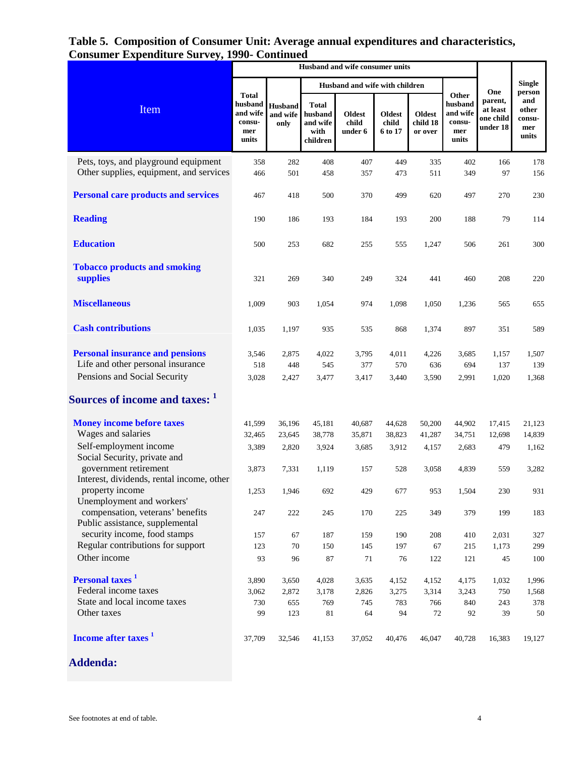# Table 5. Composition of Consumer Unit: Average annual expenditures and characteristics, Consumer Expenditure Survey, 1990- Continued

| Item | Husband and wife consumer units | | | | | | | One parent, at least one child under 18 | Single person and other consumer units |
|---|---|---|---|---|---|---|---|---|---|
| | Total husband and wife consumer units | Husband and wife only | Husband and wife with children | | | | Other husband and wife consumer units | | |
| | | | Total husband and wife with children | Oldest child under 6 | Oldest child 6 to 17 | Oldest child 18 or over | | | |
| Pets, toys, and playground equipment | 358 | 282 | 408 | 407 | 449 | 335 | 402 | 166 | 178 |
| Other supplies, equipment, and services | 466 | 501 | 458 | 357 | 473 | 511 | 349 | 97 | 156 |
| **Personal care products and services** | 467 | 418 | 500 | 370 | 499 | 620 | 497 | 270 | 230 |
| **Reading** | 190 | 186 | 193 | 184 | 193 | 200 | 188 | 79 | 114 |
| **Education** | 500 | 253 | 682 | 255 | 555 | 1,247 | 506 | 261 | 300 |
| **Tobacco products and smoking supplies** | 321 | 269 | 340 | 249 | 324 | 441 | 460 | 208 | 220 |
| **Miscellaneous** | 1,009 | 903 | 1,054 | 974 | 1,098 | 1,050 | 1,236 | 565 | 655 |
| **Cash contributions** | 1,035 | 1,197 | 935 | 535 | 868 | 1,374 | 897 | 351 | 589 |
| **Personal insurance and pensions** | 3,546 | 2,875 | 4,022 | 3,795 | 4,011 | 4,226 | 3,685 | 1,157 | 1,507 |
| Life and other personal insurance | 518 | 448 | 545 | 377 | 570 | 636 | 694 | 137 | 139 |
| Pensions and Social Security | 3,028 | 2,427 | 3,477 | 3,417 | 3,440 | 3,590 | 2,991 | 1,020 | 1,368 |
| **Sources of income and taxes:** [1] | | | | | | | | | |
| **Money income before taxes** | 41,599 | 36,196 | 45,181 | 40,687 | 44,628 | 50,200 | 44,902 | 17,415 | 21,123 |
| Wages and salaries | 32,465 | 23,645 | 38,778 | 35,871 | 38,823 | 41,287 | 34,751 | 12,698 | 14,839 |
| Self-employment income | 3,389 | 2,820 | 3,924 | 3,685 | 3,912 | 4,157 | 2,683 | 479 | 1,162 |
| Social Security, private and government retirement | 3,873 | 7,331 | 1,119 | 157 | 528 | 3,058 | 4,839 | 559 | 3,282 |
| Interest, dividends, rental income, other property income | 1,253 | 1,946 | 692 | 429 | 677 | 953 | 1,504 | 230 | 931 |
| Unemployment and workers' compensation, veterans' benefits | 247 | 222 | 245 | 170 | 225 | 349 | 379 | 199 | 183 |
| Public assistance, supplemental security income, food stamps | 157 | 67 | 187 | 159 | 190 | 208 | 410 | 2,031 | 327 |
| Regular contributions for support | 123 | 70 | 150 | 145 | 197 | 67 | 215 | 1,173 | 299 |
| Other income | 93 | 96 | 87 | 71 | 76 | 122 | 121 | 45 | 100 |
| **Personal taxes** [1] | 3,890 | 3,650 | 4,028 | 3,635 | 4,152 | 4,152 | 4,175 | 1,032 | 1,996 |
| Federal income taxes | 3,062 | 2,872 | 3,178 | 2,826 | 3,275 | 3,314 | 3,243 | 750 | 1,568 |
| State and local income taxes | 730 | 655 | 769 | 745 | 783 | 766 | 840 | 243 | 378 |
| Other taxes | 99 | 123 | 81 | 64 | 94 | 72 | 92 | 39 | 50 |
| **Income after taxes** [1] | 37,709 | 32,546 | 41,153 | 37,052 | 40,476 | 46,047 | 40,728 | 16,383 | 19,127 |
| **Addenda:** | | | | | | | | | |

See footnotes at end of table.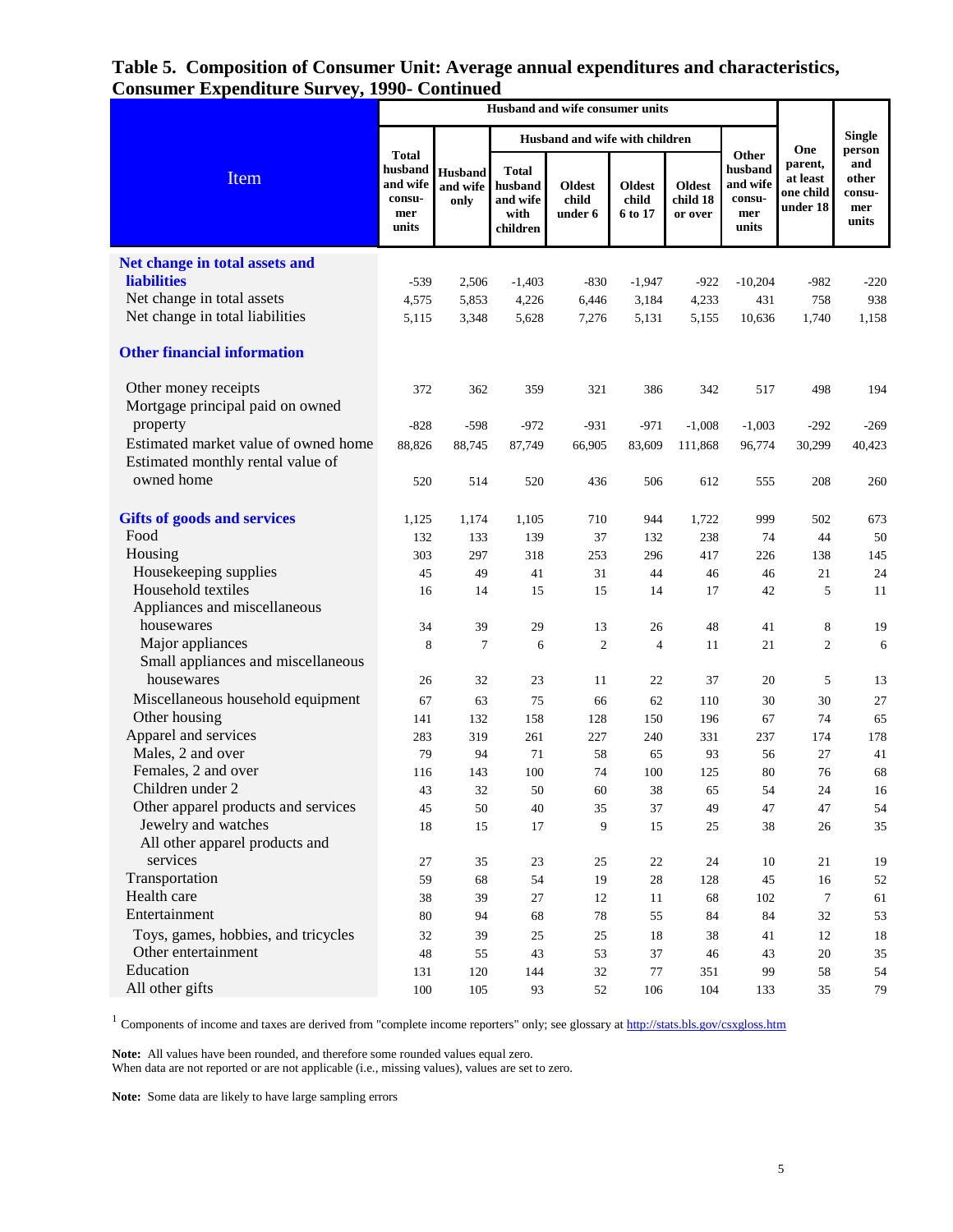# Table 5. Composition of Consumer Unit: Average annual expenditures and characteristics, Consumer Expenditure Survey, 1990- Continued

| Item | Husband and wife consumer units | | | | | | | One parent, at least one child under 18 | Single person and other consumer units |
|---|---|---|---|---|---|---|---|---|---|
| | Total husband and wife consumer units | Husband and wife only | Husband and wife with children | | | | Other husband and wife consumer units | | |
| | | | Total husband and wife with children | Oldest child under 6 | Oldest child 6 to 17 | Oldest child 18 or over | | | |
| **Net change in total assets and liabilities** | -539 | 2,506 | -1,403 | -830 | -1,947 | -922 | -10,204 | -982 | -220 |
| Net change in total assets | 4,575 | 5,853 | 4,226 | 6,446 | 3,184 | 4,233 | 431 | 758 | 938 |
| Net change in total liabilities | 5,115 | 3,348 | 5,628 | 7,276 | 5,131 | 5,155 | 10,636 | 1,740 | 1,158 |
| **Other financial information** | | | | | | | | | |
| Other money receipts | 372 | 362 | 359 | 321 | 386 | 342 | 517 | 498 | 194 |
| Mortgage principal paid on owned property | -828 | -598 | -972 | -931 | -971 | -1,008 | -1,003 | -292 | -269 |
| Estimated market value of owned home | 88,826 | 88,745 | 87,749 | 66,905 | 83,609 | 111,868 | 96,774 | 30,299 | 40,423 |
| Estimated monthly rental value of owned home | 520 | 514 | 520 | 436 | 506 | 612 | 555 | 208 | 260 |
| **Gifts of goods and services** | 1,125 | 1,174 | 1,105 | 710 | 944 | 1,722 | 999 | 502 | 673 |
| Food | 132 | 133 | 139 | 37 | 132 | 238 | 74 | 44 | 50 |
| Housing | 303 | 297 | 318 | 253 | 296 | 417 | 226 | 138 | 145 |
| Housekeeping supplies | 45 | 49 | 41 | 31 | 44 | 46 | 46 | 21 | 24 |
| Household textiles | 16 | 14 | 15 | 15 | 14 | 17 | 42 | 5 | 11 |
| Appliances and miscellaneous housewares | 34 | 39 | 29 | 13 | 26 | 48 | 41 | 8 | 19 |
| Major appliances | 8 | 7 | 6 | 2 | 4 | 11 | 21 | 2 | 6 |
| Small appliances and miscellaneous housewares | 26 | 32 | 23 | 11 | 22 | 37 | 20 | 5 | 13 |
| Miscellaneous household equipment | 67 | 63 | 75 | 66 | 62 | 110 | 30 | 30 | 27 |
| Other housing | 141 | 132 | 158 | 128 | 150 | 196 | 67 | 74 | 65 |
| Apparel and services | 283 | 319 | 261 | 227 | 240 | 331 | 237 | 174 | 178 |
| Males, 2 and over | 79 | 94 | 71 | 58 | 65 | 93 | 56 | 27 | 41 |
| Females, 2 and over | 116 | 143 | 100 | 74 | 100 | 125 | 80 | 76 | 68 |
| Children under 2 | 43 | 32 | 50 | 60 | 38 | 65 | 54 | 24 | 16 |
| Other apparel products and services | 45 | 50 | 40 | 35 | 37 | 49 | 47 | 47 | 54 |
| Jewelry and watches | 18 | 15 | 17 | 9 | 15 | 25 | 38 | 26 | 35 |
| All other apparel products and services | 27 | 35 | 23 | 25 | 22 | 24 | 10 | 21 | 19 |
| Transportation | 59 | 68 | 54 | 19 | 28 | 128 | 45 | 16 | 52 |
| Health care | 38 | 39 | 27 | 12 | 11 | 68 | 102 | 7 | 61 |
| Entertainment | 80 | 94 | 68 | 78 | 55 | 84 | 84 | 32 | 53 |
| Toys, games, hobbies, and tricycles | 32 | 39 | 25 | 25 | 18 | 38 | 41 | 12 | 18 |
| Other entertainment | 48 | 55 | 43 | 53 | 37 | 46 | 43 | 20 | 35 |
| Education | 131 | 120 | 144 | 32 | 77 | 351 | 99 | 58 | 54 |
| All other gifts | 100 | 105 | 93 | 52 | 106 | 104 | 133 | 35 | 79 |

[1] Components of income and taxes are derived from "complete income reporters" only; see glossary at http://stats.bls.gov/csxgloss.htm

**Note:** All values have been rounded, and therefore some rounded values equal zero.
When data are not reported or are not applicable (i.e., missing values), values are set to zero.

**Note:** Some data are likely to have large sampling errors